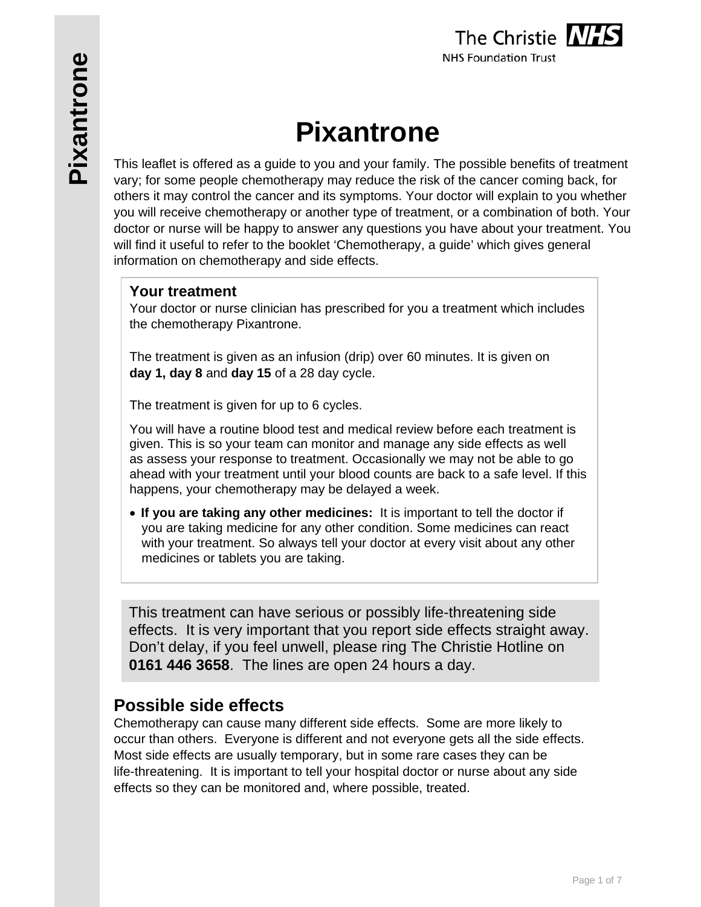# Pixantrone

This leaflet is offered as a guide to you and your family. The possible benefits of treatment vary; for some people chemotherapy may reduce the risk of the cancer coming back, for others it may control the cancer and its symptoms. Your doctor will explain to you whether you will receive chemotherapy or another type of treatment, or a combination of both. Your doctor or nurse will be happy to answer any questions you have about your treatment. You will find it useful to refer to the booklet 'Chemotherapy, a guide' which gives general information on chemotherapy and side effects.

## Your treatment

Your doctor or nurse clinician has prescribed for you a treatment which includes the chemotherapy Pixantrone.

The treatment is given as an infusion (drip) over 60 minutes. It is given on **day 1, day 8** and **day 15** of a 28 day cycle.

The treatment is given for up to 6 cycles.

You will have a routine blood test and medical review before each treatment is given. This is so your team can monitor and manage any side effects as well as assess your response to treatment. Occasionally we may not be able to go ahead with your treatment until your blood counts are back to a safe level. If this happens, your chemotherapy may be delayed a week.

- **If you are taking any other medicines:** It is important to tell the doctor if you are taking medicine for any other condition. Some medicines can react with your treatment. So always tell your doctor at every visit about any other medicines or tablets you are taking.

This treatment can have serious or possibly life-threatening side effects. It is very important that you report side effects straight away. Don't delay, if you feel unwell, please ring The Christie Hotline on **0161 446 3658**. The lines are open 24 hours a day.

## Possible side effects

Chemotherapy can cause many different side effects. Some are more likely to occur than others. Everyone is different and not everyone gets all the side effects. Most side effects are usually temporary, but in some rare cases they can be life-threatening. It is important to tell your hospital doctor or nurse about any side effects so they can be monitored and, where possible, treated.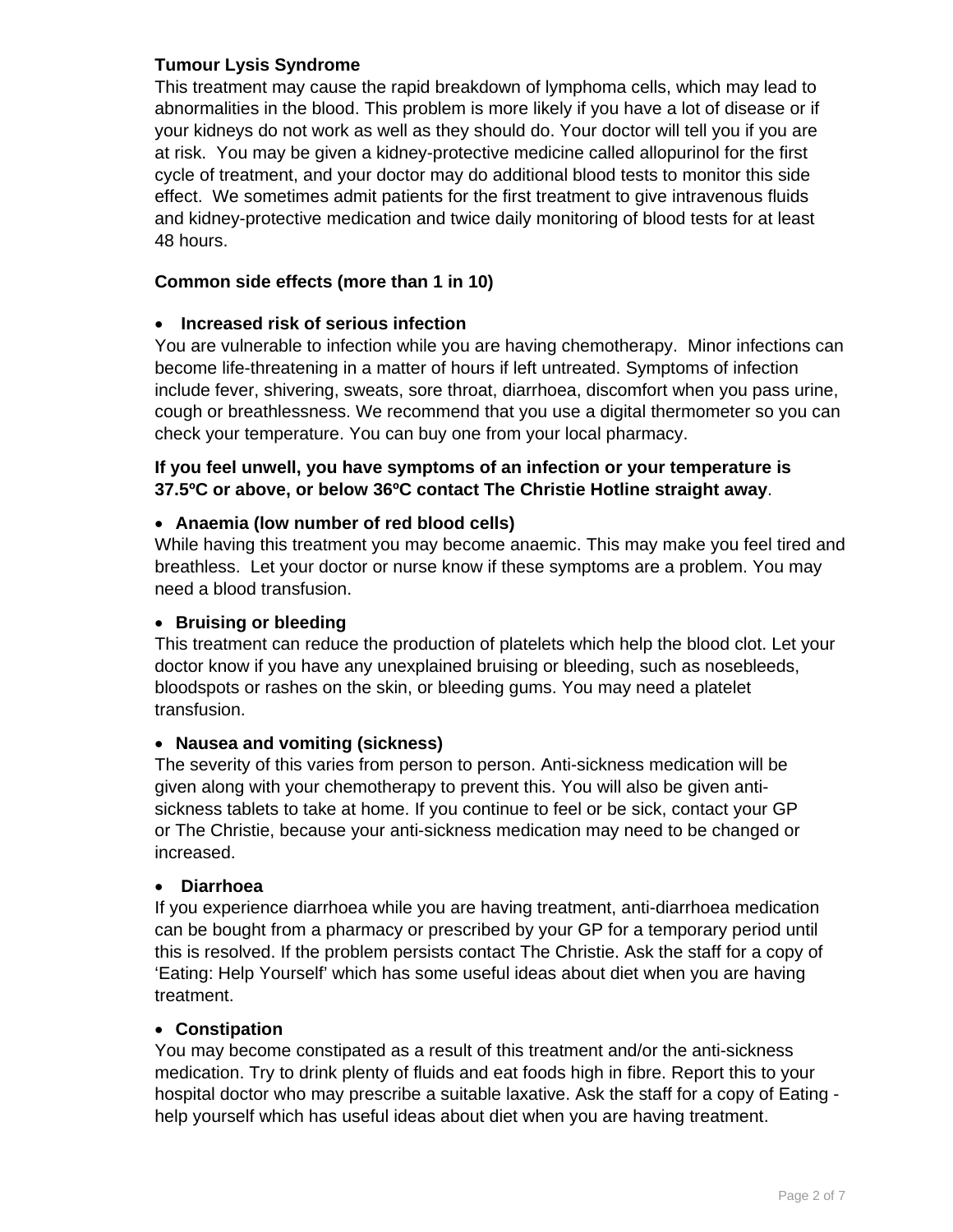**Tumour Lysis Syndrome**

This treatment may cause the rapid breakdown of lymphoma cells, which may lead to abnormalities in the blood. This problem is more likely if you have a lot of disease or if your kidneys do not work as well as they should do. Your doctor will tell you if you are at risk. You may be given a kidney-protective medicine called allopurinol for the first cycle of treatment, and your doctor may do additional blood tests to monitor this side effect. We sometimes admit patients for the first treatment to give intravenous fluids and kidney-protective medication and twice daily monitoring of blood tests for at least 48 hours.

**Common side effects (more than 1 in 10)**

- **Increased risk of serious infection**

You are vulnerable to infection while you are having chemotherapy. Minor infections can become life-threatening in a matter of hours if left untreated. Symptoms of infection include fever, shivering, sweats, sore throat, diarrhoea, discomfort when you pass urine, cough or breathlessness. We recommend that you use a digital thermometer so you can check your temperature. You can buy one from your local pharmacy.

**If you feel unwell, you have symptoms of an infection or your temperature is 37.5ºC or above, or below 36ºC contact The Christie Hotline straight away**.

- **Anaemia (low number of red blood cells)**

While having this treatment you may become anaemic. This may make you feel tired and breathless. Let your doctor or nurse know if these symptoms are a problem. You may need a blood transfusion.

- **Bruising or bleeding**

This treatment can reduce the production of platelets which help the blood clot. Let your doctor know if you have any unexplained bruising or bleeding, such as nosebleeds, bloodspots or rashes on the skin, or bleeding gums. You may need a platelet transfusion.

- **Nausea and vomiting (sickness)**

The severity of this varies from person to person. Anti-sickness medication will be given along with your chemotherapy to prevent this. You will also be given anti-sickness tablets to take at home. If you continue to feel or be sick, contact your GP or The Christie, because your anti-sickness medication may need to be changed or increased.

- **Diarrhoea**

If you experience diarrhoea while you are having treatment, anti-diarrhoea medication can be bought from a pharmacy or prescribed by your GP for a temporary period until this is resolved. If the problem persists contact The Christie. Ask the staff for a copy of 'Eating: Help Yourself' which has some useful ideas about diet when you are having treatment.

- **Constipation**

You may become constipated as a result of this treatment and/or the anti-sickness medication. Try to drink plenty of fluids and eat foods high in fibre. Report this to your hospital doctor who may prescribe a suitable laxative. Ask the staff for a copy of Eating - help yourself which has useful ideas about diet when you are having treatment.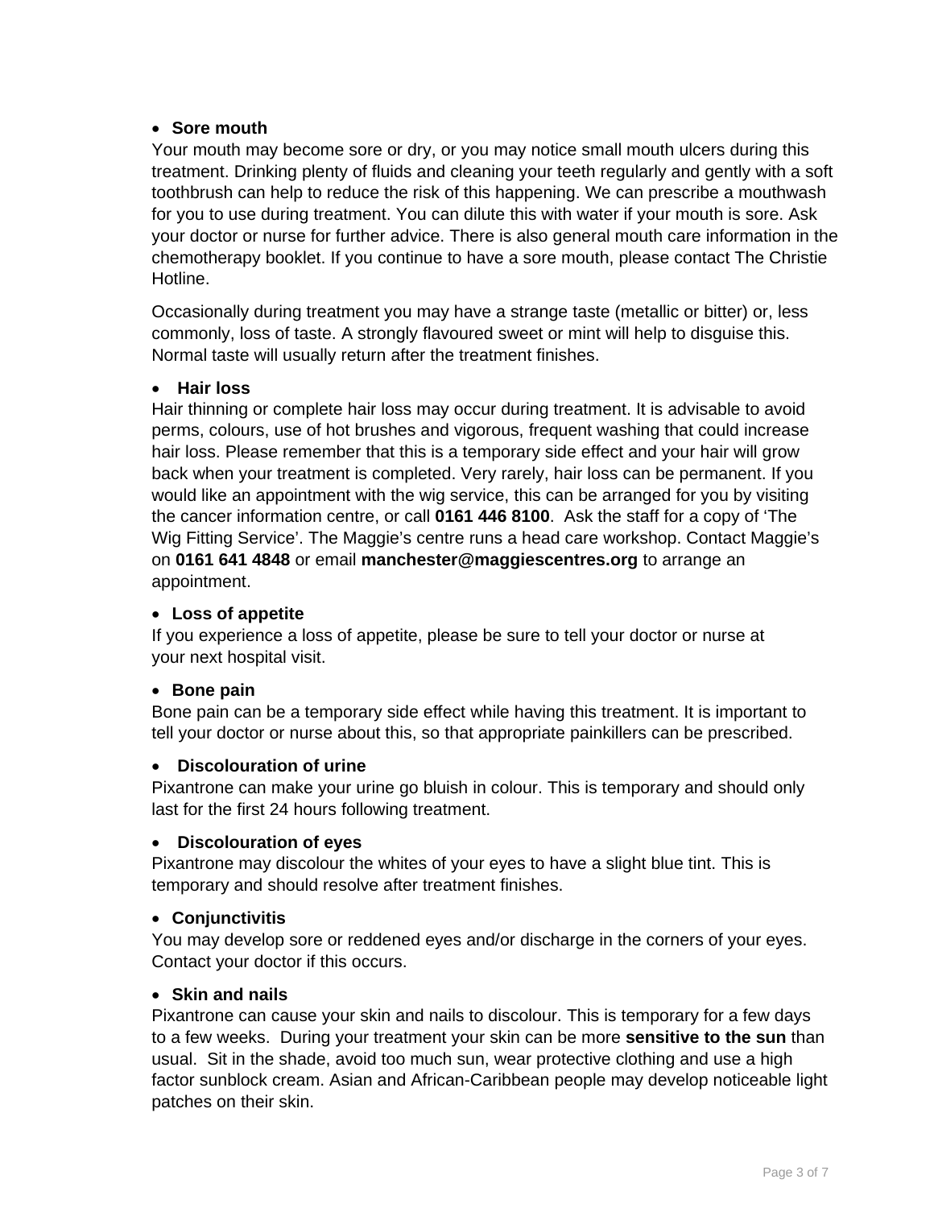- **Sore mouth**

Your mouth may become sore or dry, or you may notice small mouth ulcers during this treatment. Drinking plenty of fluids and cleaning your teeth regularly and gently with a soft toothbrush can help to reduce the risk of this happening. We can prescribe a mouthwash for you to use during treatment. You can dilute this with water if your mouth is sore. Ask your doctor or nurse for further advice. There is also general mouth care information in the chemotherapy booklet. If you continue to have a sore mouth, please contact The Christie Hotline.

Occasionally during treatment you may have a strange taste (metallic or bitter) or, less commonly, loss of taste. A strongly flavoured sweet or mint will help to disguise this. Normal taste will usually return after the treatment finishes.

- **Hair loss**

Hair thinning or complete hair loss may occur during treatment. It is advisable to avoid perms, colours, use of hot brushes and vigorous, frequent washing that could increase hair loss. Please remember that this is a temporary side effect and your hair will grow back when your treatment is completed. Very rarely, hair loss can be permanent. If you would like an appointment with the wig service, this can be arranged for you by visiting the cancer information centre, or call **0161 446 8100**. Ask the staff for a copy of 'The Wig Fitting Service'. The Maggie's centre runs a head care workshop. Contact Maggie's on **0161 641 4848** or email **manchester@maggiescentres.org** to arrange an appointment.

- **Loss of appetite**

If you experience a loss of appetite, please be sure to tell your doctor or nurse at your next hospital visit.

- **Bone pain**

Bone pain can be a temporary side effect while having this treatment. It is important to tell your doctor or nurse about this, so that appropriate painkillers can be prescribed.

- **Discolouration of urine**

Pixantrone can make your urine go bluish in colour. This is temporary and should only last for the first 24 hours following treatment.

- **Discolouration of eyes**

Pixantrone may discolour the whites of your eyes to have a slight blue tint. This is temporary and should resolve after treatment finishes.

- **Conjunctivitis**

You may develop sore or reddened eyes and/or discharge in the corners of your eyes. Contact your doctor if this occurs.

- **Skin and nails**

Pixantrone can cause your skin and nails to discolour. This is temporary for a few days to a few weeks. During your treatment your skin can be more **sensitive to the sun** than usual. Sit in the shade, avoid too much sun, wear protective clothing and use a high factor sunblock cream. Asian and African-Caribbean people may develop noticeable light patches on their skin.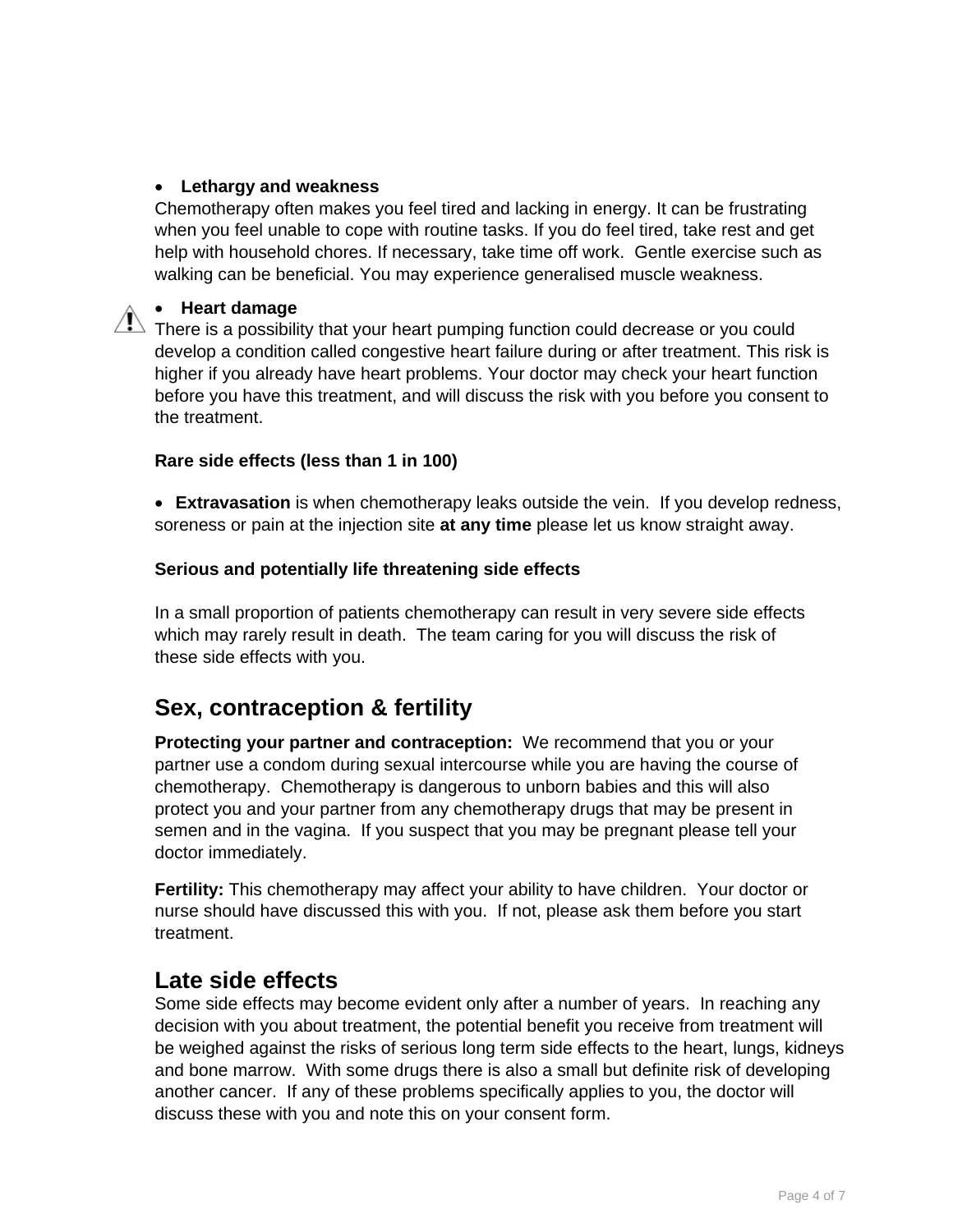- **Lethargy and weakness**

Chemotherapy often makes you feel tired and lacking in energy. It can be frustrating when you feel unable to cope with routine tasks. If you do feel tired, take rest and get help with household chores. If necessary, take time off work. Gentle exercise such as walking can be beneficial. You may experience generalised muscle weakness.

- **Heart damage**

There is a possibility that your heart pumping function could decrease or you could develop a condition called congestive heart failure during or after treatment. This risk is higher if you already have heart problems. Your doctor may check your heart function before you have this treatment, and will discuss the risk with you before you consent to the treatment.

**Rare side effects (less than 1 in 100)**

- **Extravasation** is when chemotherapy leaks outside the vein. If you develop redness, soreness or pain at the injection site **at any time** please let us know straight away.

**Serious and potentially life threatening side effects**

In a small proportion of patients chemotherapy can result in very severe side effects which may rarely result in death. The team caring for you will discuss the risk of these side effects with you.

## Sex, contraception & fertility

**Protecting your partner and contraception:** We recommend that you or your partner use a condom during sexual intercourse while you are having the course of chemotherapy. Chemotherapy is dangerous to unborn babies and this will also protect you and your partner from any chemotherapy drugs that may be present in semen and in the vagina. If you suspect that you may be pregnant please tell your doctor immediately.

**Fertility:** This chemotherapy may affect your ability to have children. Your doctor or nurse should have discussed this with you. If not, please ask them before you start treatment.

## Late side effects

Some side effects may become evident only after a number of years. In reaching any decision with you about treatment, the potential benefit you receive from treatment will be weighed against the risks of serious long term side effects to the heart, lungs, kidneys and bone marrow. With some drugs there is also a small but definite risk of developing another cancer. If any of these problems specifically applies to you, the doctor will discuss these with you and note this on your consent form.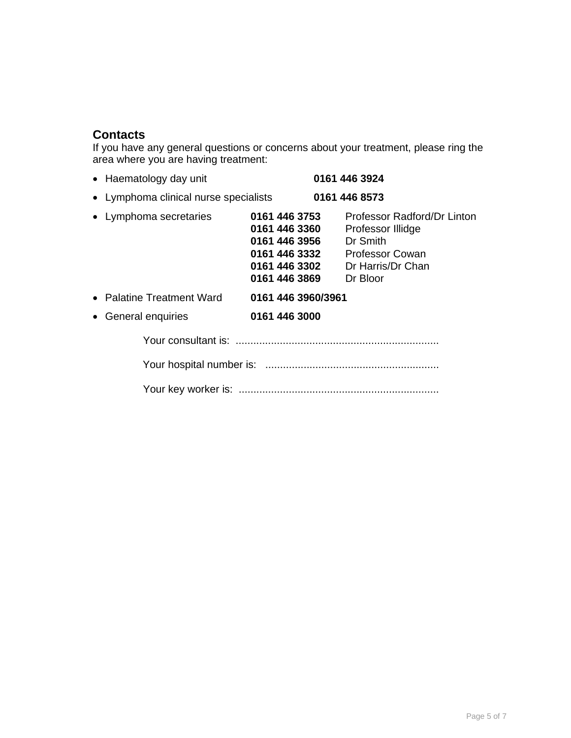## Contacts

If you have any general questions or concerns about your treatment, please ring the area where you are having treatment:

- Haematology day unit **0161 446 3924**
- Lymphoma clinical nurse specialists **0161 446 8573**
- Lymphoma secretaries
  - **0161 446 3753** Professor Radford/Dr Linton
  - **0161 446 3360** Professor Illidge
  - **0161 446 3956** Dr Smith
  - **0161 446 3332** Professor Cowan
  - **0161 446 3302** Dr Harris/Dr Chan
  - **0161 446 3869** Dr Bloor
- Palatine Treatment Ward **0161 446 3960/3961**
- General enquiries **0161 446 3000**

Your consultant is: ....................................................................

Your hospital number is: ..........................................................

Your key worker is: ...................................................................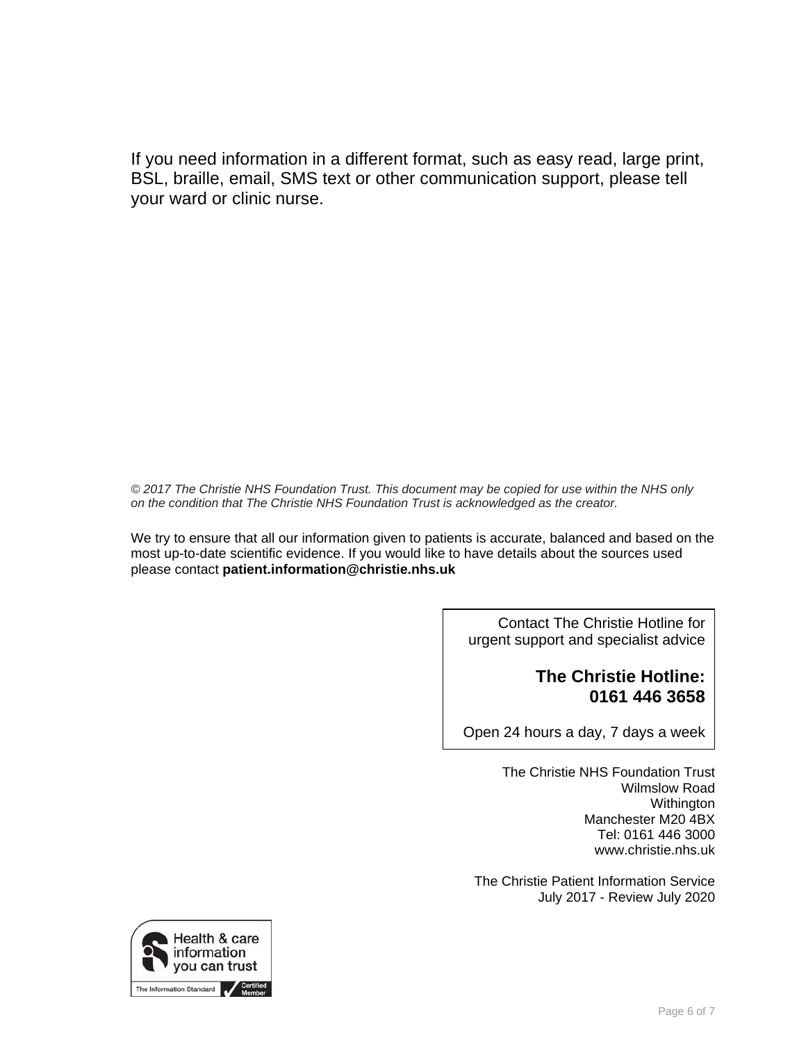If you need information in a different format, such as easy read, large print, BSL, braille, email, SMS text or other communication support, please tell your ward or clinic nurse.

*© 2017 The Christie NHS Foundation Trust. This document may be copied for use within the NHS only on the condition that The Christie NHS Foundation Trust is acknowledged as the creator.*

We try to ensure that all our information given to patients is accurate, balanced and based on the most up-to-date scientific evidence. If you would like to have details about the sources used please contact **patient.information@christie.nhs.uk**

Contact The Christie Hotline for urgent support and specialist advice

**The Christie Hotline: 0161 446 3658**

Open 24 hours a day, 7 days a week

The Christie NHS Foundation Trust
Wilmslow Road
Withington
Manchester M20 4BX
Tel: 0161 446 3000
www.christie.nhs.uk

The Christie Patient Information Service
July 2017 - Review July 2020

Health & care information you can trust
The Information Standard Certified Member